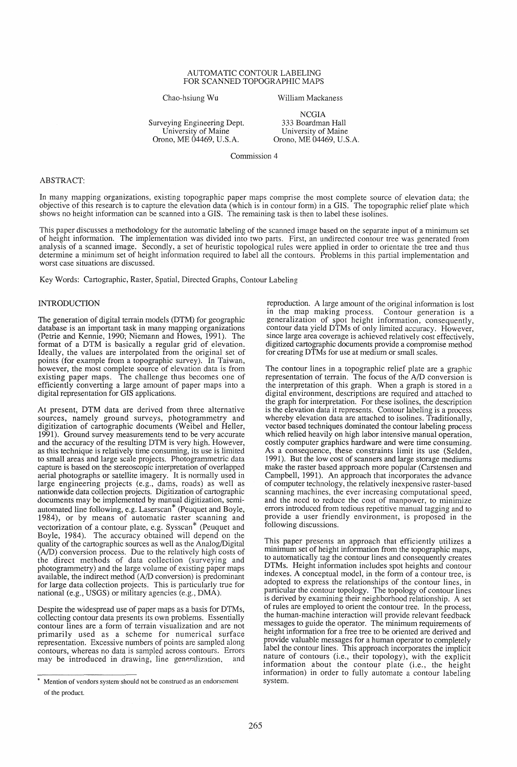# AUTOMATIC CONTOUR LABELING FOR SCANNED TOPOGRAPHIC MAPS

Chao-hsiung Wu
Surveying Engineering Dept.
University of Maine
Orono, ME 04469, U.S.A.

William Mackaness
NCGIA
333 Boardman Hall
University of Maine
Orono, ME 04469, U.S.A.

Commission 4

## ABSTRACT:

In many mapping organizations, existing topographic paper maps comprise the most complete source of elevation data; the objective of this research is to capture the elevation data (which is in contour form) in a GIS. The topographic relief plate which shows no height information can be scanned into a GIS. The remaining task is then to label these isolines.

This paper discusses a methodology for the automatic labeling of the scanned image based on the separate input of a minimum set of height information. The implementation was divided into two parts. First, an undirected contour tree was generated from analysis of a scanned image. Secondly, a set of heuristic topological rules were applied in order to orientate the tree and thus determine a minimum set of height information required to label all the contours. Problems in this partial implementation and worst case situations are discussed.

Key Words: Cartographic, Raster, Spatial, Directed Graphs, Contour Labeling

## INTRODUCTION

The generation of digital terrain models (DTM) for geographic database is an important task in many mapping organizations (Petrie and Kennie, 1990; Niemann and Howes, 1991). The format of a DTM is basically a regular grid of elevation. Ideally, the values are interpolated from the original set of points (for example from a topographic survey). In Taiwan, however, the most complete source of elevation data is from existing paper maps. The challenge thus becomes one of efficiently converting a large amount of paper maps into a digital representation for GIS applications.

At present, DTM data are derived from three alternative sources, namely ground surveys, photogrammetry and digitization of cartographic documents (Weibel and Heller, 1991). Ground survey measurements tend to be very accurate and the accuracy of the resulting DTM is very high. However, as this technique is relatively time consuming, its use is limited to small areas and large scale projects. Photogrammetric data capture is based on the stereoscopic interpretation of overlapped aerial photographs or satellite imagery. It is normally used in large engineering projects (e.g., dams, roads) as well as nationwide data collection projects. Digitization of cartographic documents may be implemented by manual digitization, semi-automated line following, e.g. Laserscan* (Peuquet and Boyle, 1984), or by means of automatic raster scanning and vectorization of a contour plate, e.g. Sysscan* (Peuquet and Boyle, 1984). The accuracy obtained will depend on the quality of the cartographic sources as well as the Analog/Digital (A/D) conversion process. Due to the relatively high costs of the direct methods of data collection (surveying and photogrammetry) and the large volume of existing paper maps available, the indirect method (A/D conversion) is predominant for large data collection projects. This is particularly true for national (e.g., USGS) or military agencies (e.g., DMA).

Despite the widespread use of paper maps as a basis for DTMs, collecting contour data presents its own problems. Essentially contour lines are a form of terrain visualization and are not primarily used as a scheme for numerical surface representation. Excessive numbers of points are sampled along contours, whereas no data is sampled across contours. Errors may be introduced in drawing, line generalization, and reproduction. A large amount of the original information is lost in the map making process. Contour generation is a generalization of spot height information, consequently, contour data yield DTMs of only limited accuracy. However, since large area coverage is achieved relatively cost effectively, digitized cartographic documents provide a compromise method for creating DTMs for use at medium or small scales.

The contour lines in a topographic relief plate are a graphic representation of terrain. The focus of the A/D conversion is the interpretation of this graph. When a graph is stored in a digital environment, descriptions are required and attached to the graph for interpretation. For these isolines, the description is the elevation data it represents. Contour labeling is a process whereby elevation data are attached to isolines. Traditionally, vector based techniques dominated the contour labeling process which relied heavily on high labor intensive manual operation, costly computer graphics hardware and were time consuming. As a consequence, these constraints limit its use (Selden, 1991). But the low cost of scanners and large storage mediums make the raster based approach more popular (Carstensen and Campbell, 1991). An approach that incorporates the advance of computer technology, the relatively inexpensive raster-based scanning machines, the ever increasing computational speed, and the need to reduce the cost of manpower, to minimize errors introduced from tedious repetitive manual tagging and to provide a user friendly environment, is proposed in the following discussions.

This paper presents an approach that efficiently utilizes a minimum set of height information from the topographic maps, to automatically tag the contour lines and consequently creates DTMs. Height information includes spot heights and contour indexes. A conceptual model, in the form of a contour tree, is adopted to express the relationships of the contour lines, in particular the contour topology. The topology of contour lines is derived by examining their neighborhood relationship. A set of rules are employed to orient the contour tree. In the process, the human-machine interaction will provide relevant feedback messages to guide the operator. The minimum requirements of height information for a free tree to be oriented are derived and provide valuable messages for a human operator to completely label the contour lines. This approach incorporates the implicit nature of contours (i.e., their topology), with the explicit information about the contour plate (i.e., the height information) in order to fully automate a contour labeling system.

\* Mention of vendors system should not be construed as an endorsement of the product.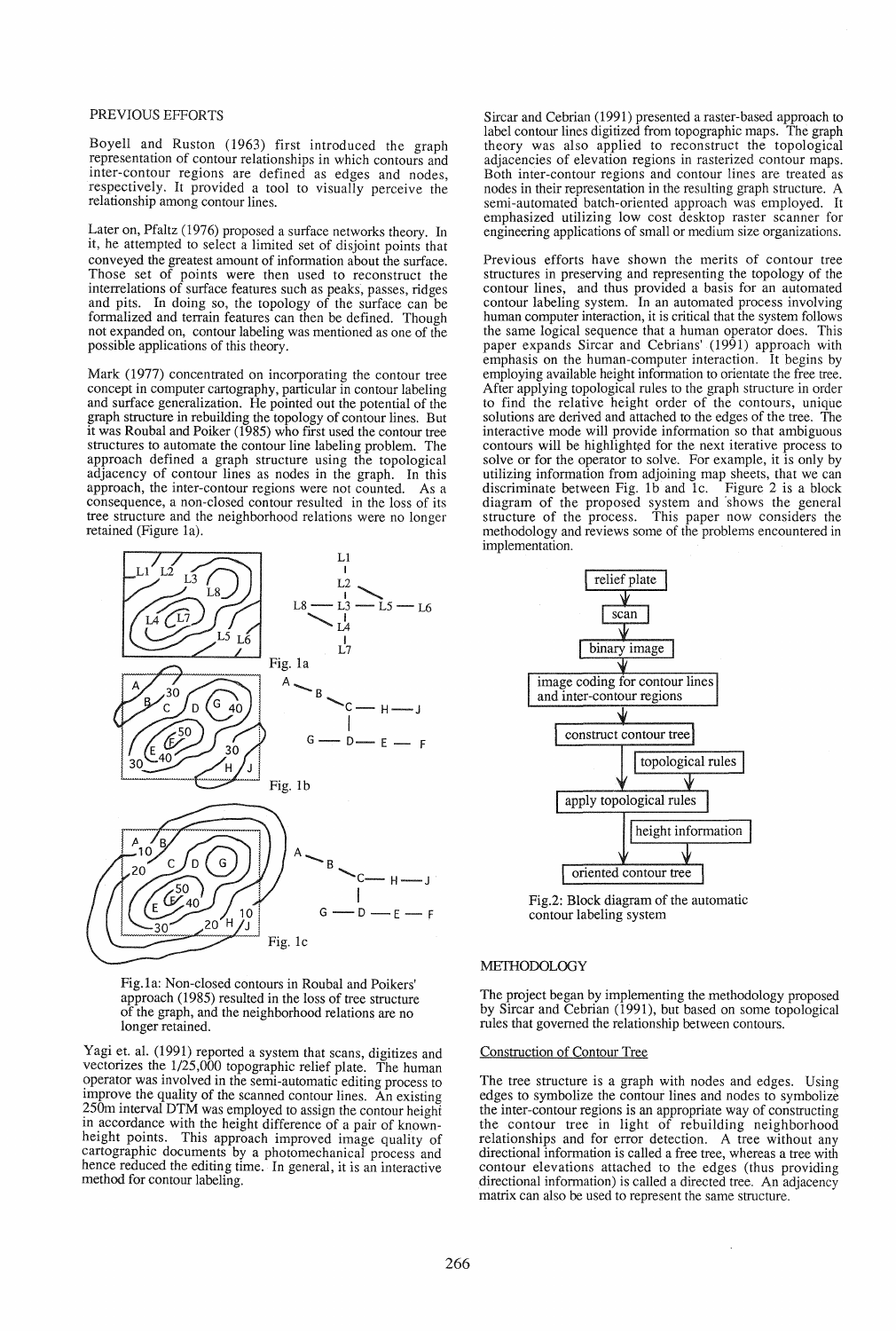## PREVIOUS EFFORTS

Boyell and Ruston (1963) first introduced the graph representation of contour relationships in which contours and inter-contour regions are defined as edges and nodes, respectively. It provided a tool to visually perceive the relationship among contour lines.

Later on, Pfaltz (1976) proposed a surface networks theory. In it, he attempted to select a limited set of disjoint points that conveyed the greatest amount of information about the surface. Those set of points were then used to reconstruct the interrelations of surface features such as peaks, passes, ridges and pits. In doing so, the topology of the surface can be formalized and terrain features can then be defined. Though not expanded on, contour labeling was mentioned as one of the possible applications of this theory.

Mark (1977) concentrated on incorporating the contour tree concept in computer cartography, particular in contour labeling and surface generalization. He pointed out the potential of the graph structure in rebuilding the topology of contour lines. But it was Roubal and Poiker (1985) who first used the contour tree structures to automate the contour line labeling problem. The approach defined a graph structure using the topological adjacency of contour lines as nodes in the graph. In this approach, the inter-contour regions were not counted. As a consequence, a non-closed contour resulted in the loss of its tree structure and the neighborhood relations were no longer retained (Figure 1a).

L1
L2
L8 — L3 — L5 — L6
L4
L7

Fig. 1a

A
B
C
D
G
40
30
50
E
40
30
H
J
30

A — B — C — H — J
G — D — E — F

Fig. 1b

A
10
B
20
C
D
G
50
E
40
10
30
20
H
J

A — B — C — H — J
G — D — E — F

Fig. 1c

Fig.1a: Non-closed contours in Roubal and Poikers' approach (1985) resulted in the loss of tree structure of the graph, and the neighborhood relations are no longer retained.

Yagi et. al. (1991) reported a system that scans, digitizes and vectorizes the 1/25,000 topographic relief plate. The human operator was involved in the semi-automatic editing process to improve the quality of the scanned contour lines. An existing 250m interval DTM was employed to assign the contour height in accordance with the height difference of a pair of known-height points. This approach improved image quality of cartographic documents by a photomechanical process and hence reduced the editing time. In general, it is an interactive method for contour labeling.

Sircar and Cebrian (1991) presented a raster-based approach to label contour lines digitized from topographic maps. The graph theory was also applied to reconstruct the topological adjacencies of elevation regions in rasterized contour maps. Both inter-contour regions and contour lines are treated as nodes in their representation in the resulting graph structure. A semi-automated batch-oriented approach was employed. It emphasized utilizing low cost desktop raster scanner for engineering applications of small or medium size organizations.

Previous efforts have shown the merits of contour tree structures in preserving and representing the topology of the contour lines, and thus provided a basis for an automated contour labeling system. In an automated process involving human computer interaction, it is critical that the system follows the same logical sequence that a human operator does. This paper expands Sircar and Cebrians' (1991) approach with emphasis on the human-computer interaction. It begins by employing available height information to orientate the free tree. After applying topological rules to the graph structure in order to find the relative height order of the contours, unique solutions are derived and attached to the edges of the tree. The interactive mode will provide information so that ambiguous contours will be highlighted for the next iterative process to solve or for the operator to solve. For example, it is only by utilizing information from adjoining map sheets, that we can discriminate between Fig. 1b and 1c. Figure 2 is a block diagram of the proposed system and shows the general structure of the process. This paper now considers the methodology and reviews some of the problems encountered in implementation.

relief plate
scan
binary image
image coding for contour lines and inter-contour regions
construct contour tree
topological rules
apply topological rules
height information
oriented contour tree

Fig.2: Block diagram of the automatic contour labeling system

## METHODOLOGY

The project began by implementing the methodology proposed by Sircar and Cebrian (1991), but based on some topological rules that governed the relationship between contours.

### Construction of Contour Tree

The tree structure is a graph with nodes and edges. Using edges to symbolize the contour lines and nodes to symbolize the inter-contour regions is an appropriate way of constructing the contour tree in light of rebuilding neighborhood relationships and for error detection. A tree without any directional information is called a free tree, whereas a tree with contour elevations attached to the edges (thus providing directional information) is called a directed tree. An adjacency matrix can also be used to represent the same structure.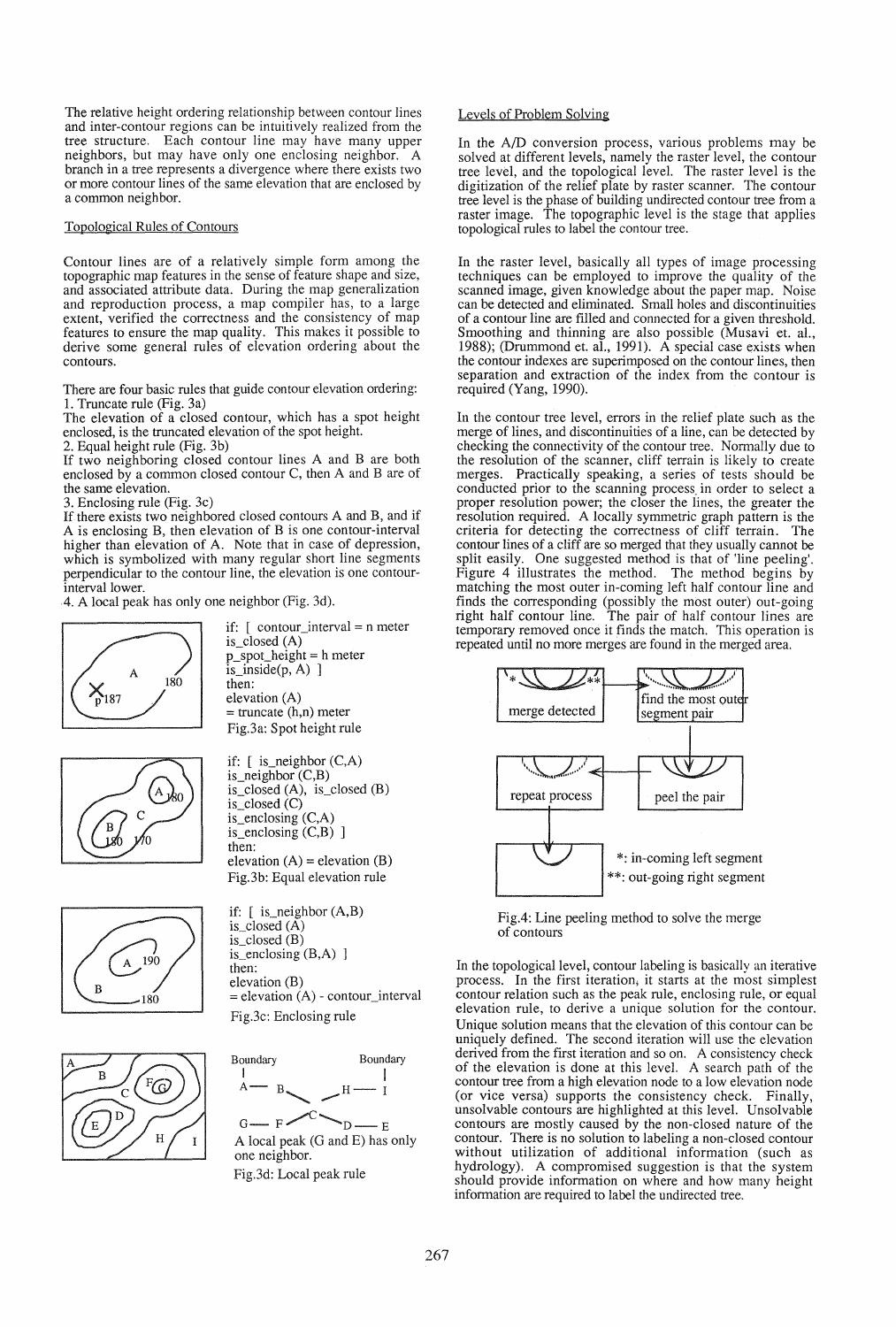The relative height ordering relationship between contour lines and inter-contour regions can be intuitively realized from the tree structure. Each contour line may have many upper neighbors, but may have only one enclosing neighbor. A branch in a tree represents a divergence where there exists two or more contour lines of the same elevation that are enclosed by a common neighbor.

### Topological Rules of Contours

Contour lines are of a relatively simple form among the topographic map features in the sense of feature shape and size, and associated attribute data. During the map generalization and reproduction process, a map compiler has, to a large extent, verified the correctness and the consistency of map features to ensure the map quality. This makes it possible to derive some general rules of elevation ordering about the contours.

There are four basic rules that guide contour elevation ordering:

1. Truncate rule (Fig. 3a)
The elevation of a closed contour, which has a spot height enclosed, is the truncated elevation of the spot height.
2. Equal height rule (Fig. 3b)
If two neighboring closed contour lines A and B are both enclosed by a common closed contour C, then A and B are of the same elevation.
3. Enclosing rule (Fig. 3c)
If there exists two neighbored closed contours A and B, and if A is enclosing B, then elevation of B is one contour-interval higher than elevation of A. Note that in case of depression, which is symbolized with many regular short line segments perpendicular to the contour line, the elevation is one contour-interval lower.
4. A local peak has only one neighbor (Fig. 3d).

A
180
p187

```
if: [ contour_interval = n meter
is_closed (A)
p_spot_height = h meter
is_inside(p, A) ]
then:
elevation (A)
= truncate (h,n) meter
```

Fig.3a: Spot height rule

A
180
C
B
180
170

```
if: [ is_neighbor (C,A)
is_neighbor (C,B)
is_closed (A), is_closed (B)
is_closed (C)
is_enclosing (C,A)
is_enclosing (C,B) ]
then:
elevation (A) = elevation (B)
```

Fig.3b: Equal elevation rule

A
190
B
180

```
if: [ is_neighbor (A,B)
is_closed (A)
is_closed (B)
is_enclosing (B,A) ]
then:
elevation (B)
= elevation (A) - contour_interval
```

Fig.3c: Enclosing rule

A B C F G D E H I

Boundary Boundary

A — B — H — I

G — F — C — D — E

A local peak (G and E) has only one neighbor.

Fig.3d: Local peak rule

### Levels of Problem Solving

In the A/D conversion process, various problems may be solved at different levels, namely the raster level, the contour tree level, and the topological level. The raster level is the digitization of the relief plate by raster scanner. The contour tree level is the phase of building undirected contour tree from a raster image. The topographic level is the stage that applies topological rules to label the contour tree.

In the raster level, basically all types of image processing techniques can be employed to improve the quality of the scanned image, given knowledge about the paper map. Noise can be detected and eliminated. Small holes and discontinuities of a contour line are filled and connected for a given threshold. Smoothing and thinning are also possible (Musavi et. al., 1988); (Drummond et. al., 1991). A special case exists when the contour indexes are superimposed on the contour lines, then separation and extraction of the index from the contour is required (Yang, 1990).

In the contour tree level, errors in the relief plate such as the merge of lines, and discontinuities of a line, can be detected by checking the connectivity of the contour tree. Normally due to the resolution of the scanner, cliff terrain is likely to create merges. Practically speaking, a series of tests should be conducted prior to the scanning process in order to select a proper resolution power; the closer the lines, the greater the resolution required. A locally symmetric graph pattern is the criteria for detecting the correctness of cliff terrain. The contour lines of a cliff are so merged that they usually cannot be split easily. One suggested method is that of 'line peeling'. Figure 4 illustrates the method. The method begins by matching the most outer in-coming left half contour line and finds the corresponding (possibly the most outer) out-going right half contour line. The pair of half contour lines are temporary removed once it finds the match. This operation is repeated until no more merges are found in the merged area.

merge detected

find the most outer segment pair

peel the pair

repeat process

*: in-coming left segment
**: out-going right segment

Fig.4: Line peeling method to solve the merge of contours

In the topological level, contour labeling is basically an iterative process. In the first iteration, it starts at the most simplest contour relation such as the peak rule, enclosing rule, or equal elevation rule, to derive a unique solution for the contour. Unique solution means that the elevation of this contour can be uniquely defined. The second iteration will use the elevation derived from the first iteration and so on. A consistency check of the elevation is done at this level. A search path of the contour tree from a high elevation node to a low elevation node (or vice versa) supports the consistency check. Finally, unsolvable contours are highlighted at this level. Unsolvable contours are mostly caused by the non-closed nature of the contour. There is no solution to labeling a non-closed contour without utilization of additional information (such as hydrology). A compromised suggestion is that the system should provide information on where and how many height information are required to label the undirected tree.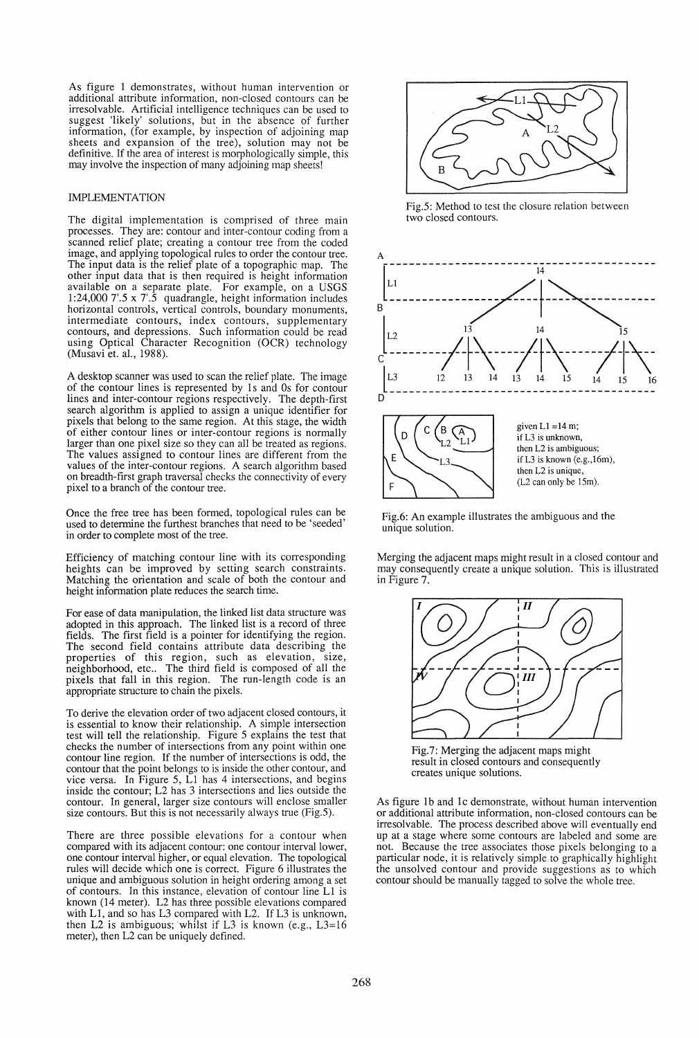As figure 1 demonstrates, without human intervention or additional attribute information, non-closed contours can be irresolvable. Artificial intelligence techniques can be used to suggest 'likely' solutions, but in the absence of further information, (for example, by inspection of adjoining map sheets and expansion of the tree), solution may not be definitive. If the area of interest is morphologically simple, this may involve the inspection of many adjoining map sheets!

## IMPLEMENTATION

The digital implementation is comprised of three main processes. They are: contour and inter-contour coding from a scanned relief plate; creating a contour tree from the coded image, and applying topological rules to order the contour tree. The input data is the relief plate of a topographic map. The other input data that is then required is height information available on a separate plate. For example, on a USGS 1:24,000 7'.5 x 7'.5 quadrangle, height information includes horizontal controls, vertical controls, boundary monuments, intermediate contours, index contours, supplementary contours, and depressions. Such information could be read using Optical Character Recognition (OCR) technology (Musavi et. al., 1988).

A desktop scanner was used to scan the relief plate. The image of the contour lines is represented by 1s and 0s for contour lines and inter-contour regions respectively. The depth-first search algorithm is applied to assign a unique identifier for pixels that belong to the same region. At this stage, the width of either contour lines or inter-contour regions is normally larger than one pixel size so they can all be treated as regions. The values assigned to contour lines are different from the values of the inter-contour regions. A search algorithm based on breadth-first graph traversal checks the connectivity of every pixel to a branch of the contour tree.

Once the free tree has been formed, topological rules can be used to determine the furthest branches that need to be 'seeded' in order to complete most of the tree.

Efficiency of matching contour line with its corresponding heights can be improved by setting search constraints. Matching the orientation and scale of both the contour and height information plate reduces the search time.

For ease of data manipulation, the linked list data structure was adopted in this approach. The linked list is a record of three fields. The first field is a pointer for identifying the region. The second field contains attribute data describing the properties of this region, such as elevation, size, neighborhood, etc.. The third field is composed of all the pixels that fall in this region. The run-length code is an appropriate structure to chain the pixels.

To derive the elevation order of two adjacent closed contours, it is essential to know their relationship. A simple intersection test will tell the relationship. Figure 5 explains the test that checks the number of intersections from any point within one contour line region. If the number of intersections is odd, the contour that the point belongs to is inside the other contour, and vice versa. In Figure 5, L1 has 4 intersections, and begins inside the contour; L2 has 3 intersections and lies outside the contour. In general, larger size contours will enclose smaller size contours. But this is not necessarily always true (Fig.5).

There are three possible elevations for a contour when compared with its adjacent contour: one contour interval lower, one contour interval higher, or equal elevation. The topological rules will decide which one is correct. Figure 6 illustrates the unique and ambiguous solution in height ordering among a set of contours. In this instance, elevation of contour line L1 is known (14 meter). L2 has three possible elevations compared with L1, and so has L3 compared with L2. If L3 is unknown, then L2 is ambiguous; whilst if L3 is known (e.g., L3=16 meter), then L2 can be uniquely defined.

L1
L2
A
B

Fig.5: Method to test the closure relation between two closed contours.

A
B
C
D
L1
L2
L3
14
13 14 15
12 13 14 13 14 15 14 15 16

D C B A L2 L1 E L3 F

given L1 =14 m;
if L3 is unknown,
then L2 is ambiguous;
if L3 is known (e.g.,16m),
then L2 is unique,
(L2 can only be 15m).

Fig.6: An example illustrates the ambiguous and the unique solution.

Merging the adjacent maps might result in a closed contour and may consequently create a unique solution. This is illustrated in Figure 7.

I
II
IV
III

Fig.7: Merging the adjacent maps might result in closed contours and consequently creates unique solutions.

As figure 1b and 1c demonstrate, without human intervention or additional attribute information, non-closed contours can be irresolvable. The process described above will eventually end up at a stage where some contours are labeled and some are not. Because the tree associates those pixels belonging to a particular node, it is relatively simple to graphically highlight the unsolved contour and provide suggestions as to which contour should be manually tagged to solve the whole tree.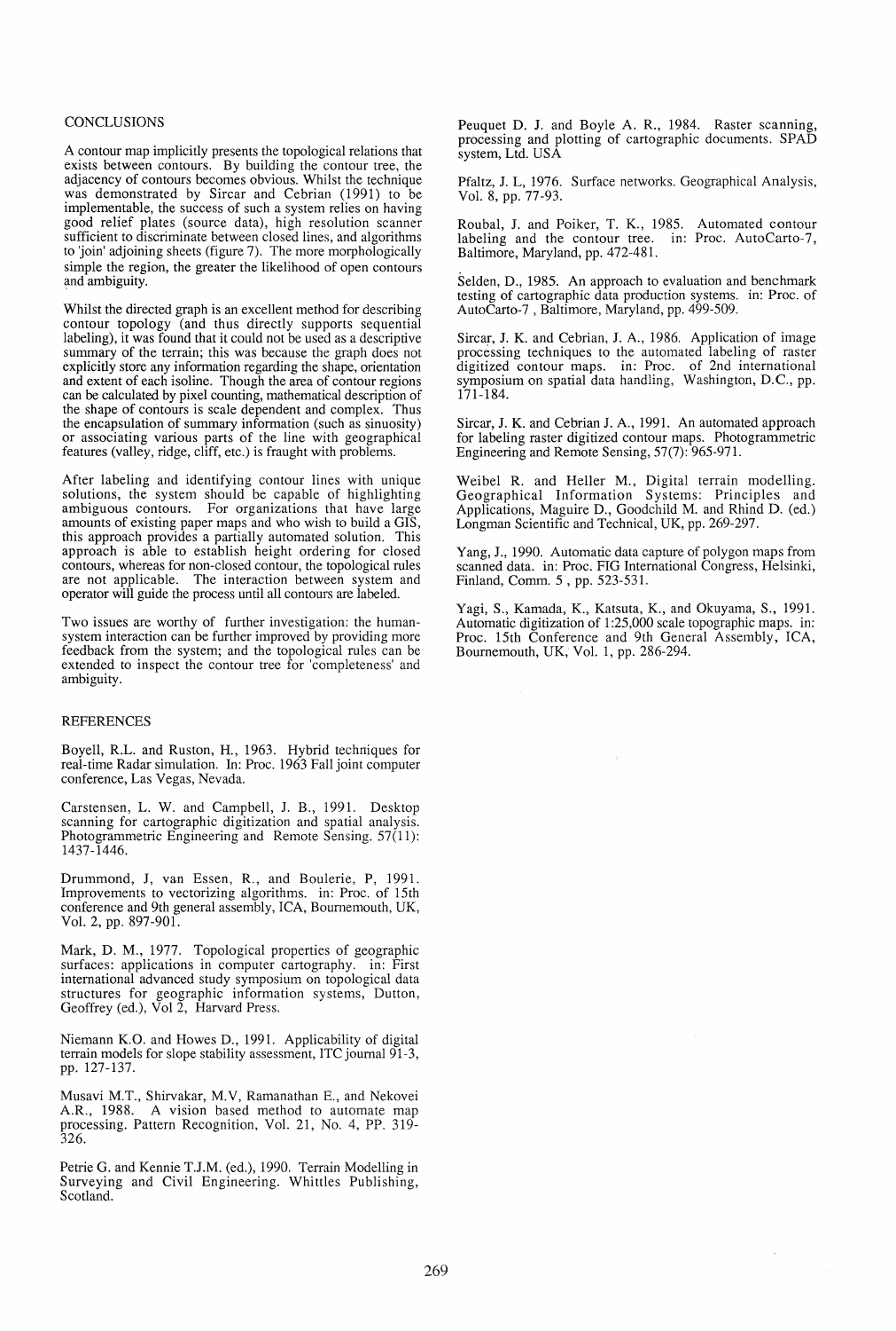## CONCLUSIONS

A contour map implicitly presents the topological relations that exists between contours. By building the contour tree, the adjacency of contours becomes obvious. Whilst the technique was demonstrated by Sircar and Cebrian (1991) to be implementable, the success of such a system relies on having good relief plates (source data), high resolution scanner sufficient to discriminate between closed lines, and algorithms to 'join' adjoining sheets (figure 7). The more morphologically simple the region, the greater the likelihood of open contours and ambiguity.

Whilst the directed graph is an excellent method for describing contour topology (and thus directly supports sequential labeling), it was found that it could not be used as a descriptive summary of the terrain; this was because the graph does not explicitly store any information regarding the shape, orientation and extent of each isoline. Though the area of contour regions can be calculated by pixel counting, mathematical description of the shape of contours is scale dependent and complex. Thus the encapsulation of summary information (such as sinuosity) or associating various parts of the line with geographical features (valley, ridge, cliff, etc.) is fraught with problems.

After labeling and identifying contour lines with unique solutions, the system should be capable of highlighting ambiguous contours. For organizations that have large amounts of existing paper maps and who wish to build a GIS, this approach provides a partially automated solution. This approach is able to establish height ordering for closed contours, whereas for non-closed contour, the topological rules are not applicable. The interaction between system and operator will guide the process until all contours are labeled.

Two issues are worthy of further investigation: the human-system interaction can be further improved by providing more feedback from the system; and the topological rules can be extended to inspect the contour tree for 'completeness' and ambiguity.

## REFERENCES

Boyell, R.L. and Ruston, H., 1963. Hybrid techniques for real-time Radar simulation. In: Proc. 1963 Fall joint computer conference, Las Vegas, Nevada.

Carstensen, L. W. and Campbell, J. B., 1991. Desktop scanning for cartographic digitization and spatial analysis. Photogrammetric Engineering and Remote Sensing. 57(11): 1437-1446.

Drummond, J, van Essen, R., and Boulerie, P, 1991. Improvements to vectorizing algorithms. in: Proc. of 15th conference and 9th general assembly, ICA, Bournemouth, UK, Vol. 2, pp. 897-901.

Mark, D. M., 1977. Topological properties of geographic surfaces: applications in computer cartography. in: First international advanced study symposium on topological data structures for geographic information systems, Dutton, Geoffrey (ed.), Vol 2, Harvard Press.

Niemann K.O. and Howes D., 1991. Applicability of digital terrain models for slope stability assessment, ITC journal 91-3, pp. 127-137.

Musavi M.T., Shirvakar, M.V, Ramanathan E., and Nekovei A.R., 1988. A vision based method to automate map processing. Pattern Recognition, Vol. 21, No. 4, PP. 319-326.

Petrie G. and Kennie T.J.M. (ed.), 1990. Terrain Modelling in Surveying and Civil Engineering. Whittles Publishing, Scotland.

Peuquet D. J. and Boyle A. R., 1984. Raster scanning, processing and plotting of cartographic documents. SPAD system, Ltd. USA

Pfaltz, J. L, 1976. Surface networks. Geographical Analysis, Vol. 8, pp. 77-93.

Roubal, J. and Poiker, T. K., 1985. Automated contour labeling and the contour tree. in: Proc. AutoCarto-7, Baltimore, Maryland, pp. 472-481.

Selden, D., 1985. An approach to evaluation and benchmark testing of cartographic data production systems. in: Proc. of AutoCarto-7 , Baltimore, Maryland, pp. 499-509.

Sircar, J. K. and Cebrian, J. A., 1986. Application of image processing techniques to the automated labeling of raster digitized contour maps. in: Proc. of 2nd international symposium on spatial data handling, Washington, D.C., pp. 171-184.

Sircar, J. K. and Cebrian J. A., 1991. An automated approach for labeling raster digitized contour maps. Photogrammetric Engineering and Remote Sensing, 57(7): 965-971.

Weibel R. and Heller M., Digital terrain modelling. Geographical Information Systems: Principles and Applications, Maguire D., Goodchild M. and Rhind D. (ed.) Longman Scientific and Technical, UK, pp. 269-297.

Yang, J., 1990. Automatic data capture of polygon maps from scanned data. in: Proc. FIG International Congress, Helsinki, Finland, Comm. 5 , pp. 523-531.

Yagi, S., Kamada, K., Katsuta, K., and Okuyama, S., 1991. Automatic digitization of 1:25,000 scale topographic maps. in: Proc. 15th Conference and 9th General Assembly, ICA, Bournemouth, UK, Vol. 1, pp. 286-294.